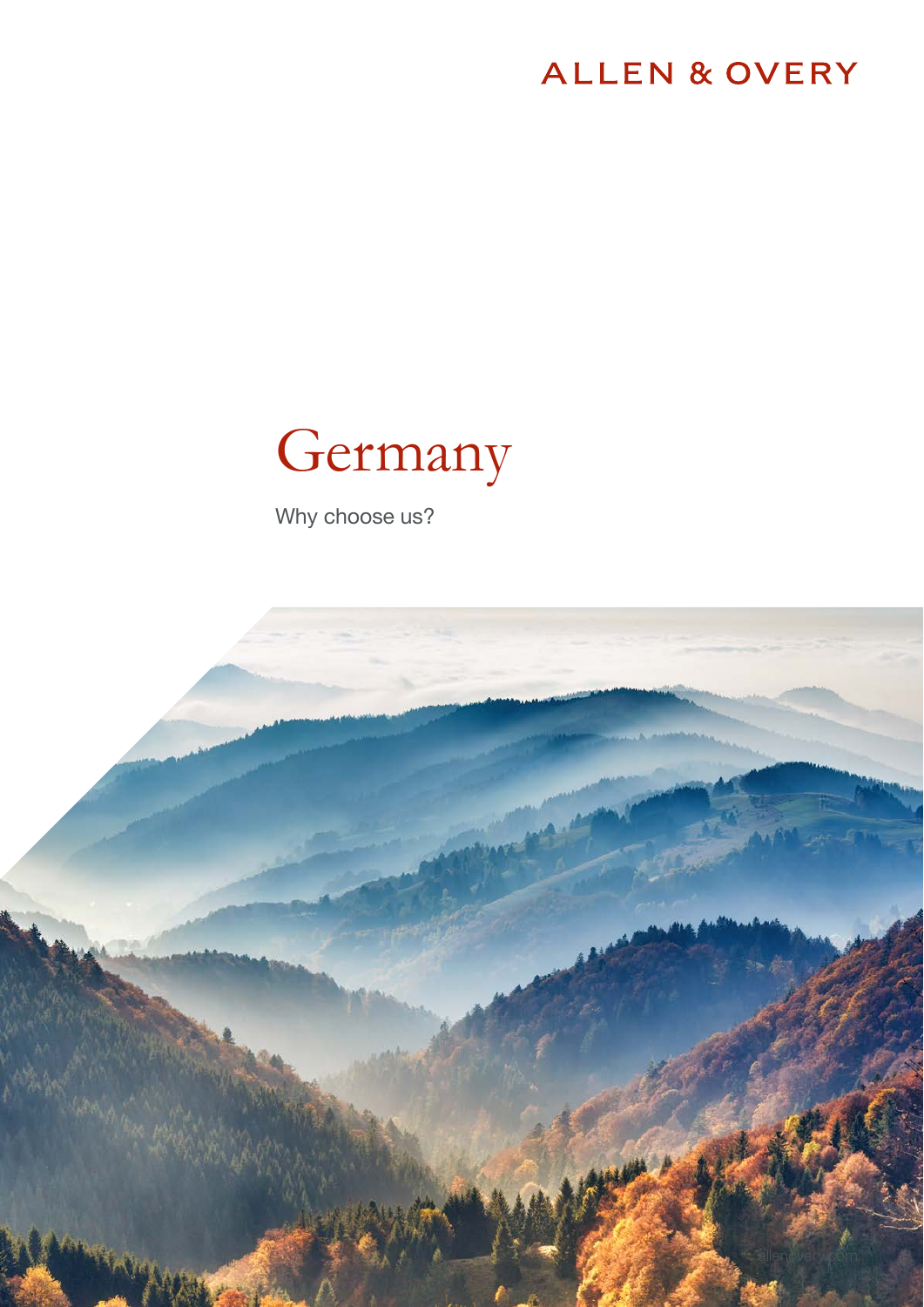ALLEN & OVERY

# Germany

Why choose us?

allenovery.com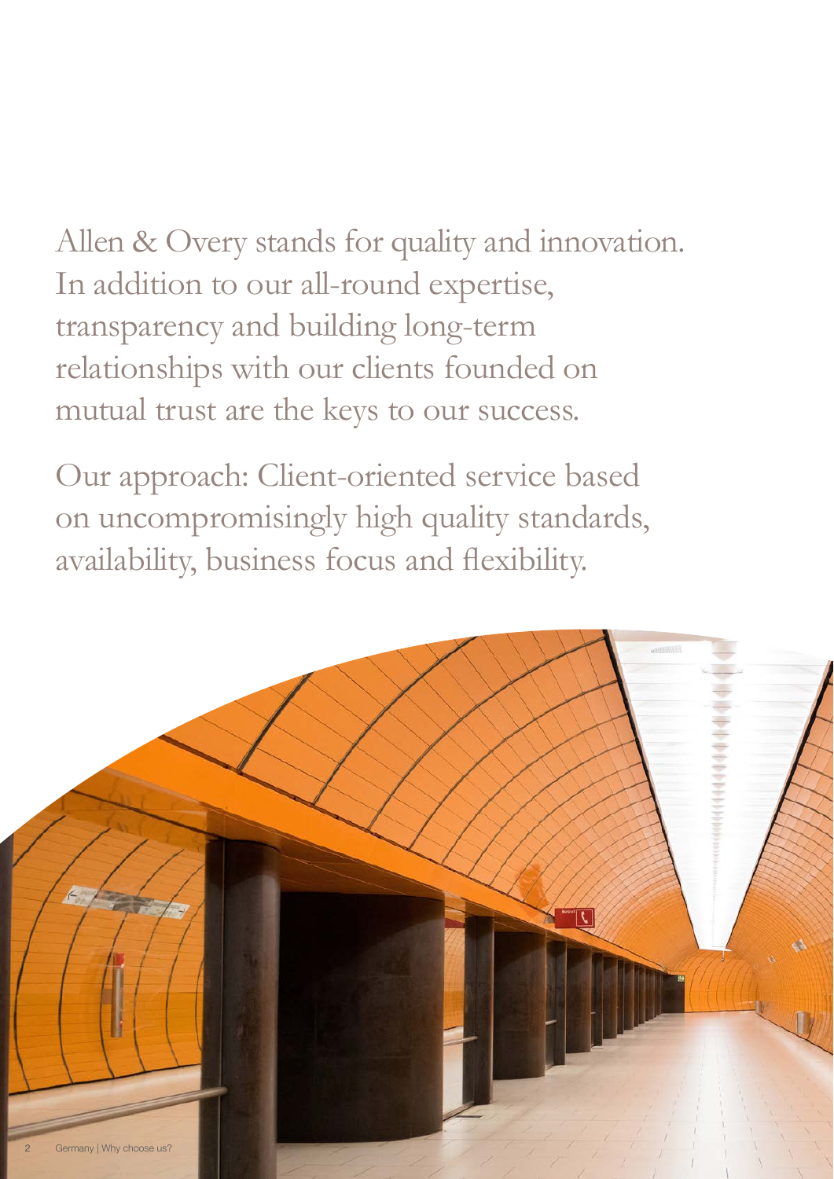Allen & Overy stands for quality and innovation. In addition to our all-round expertise, transparency and building long-term relationships with our clients founded on mutual trust are the keys to our success.

Our approach: Client-oriented service based on uncompromisingly high quality standards, availability, business focus and flexibility.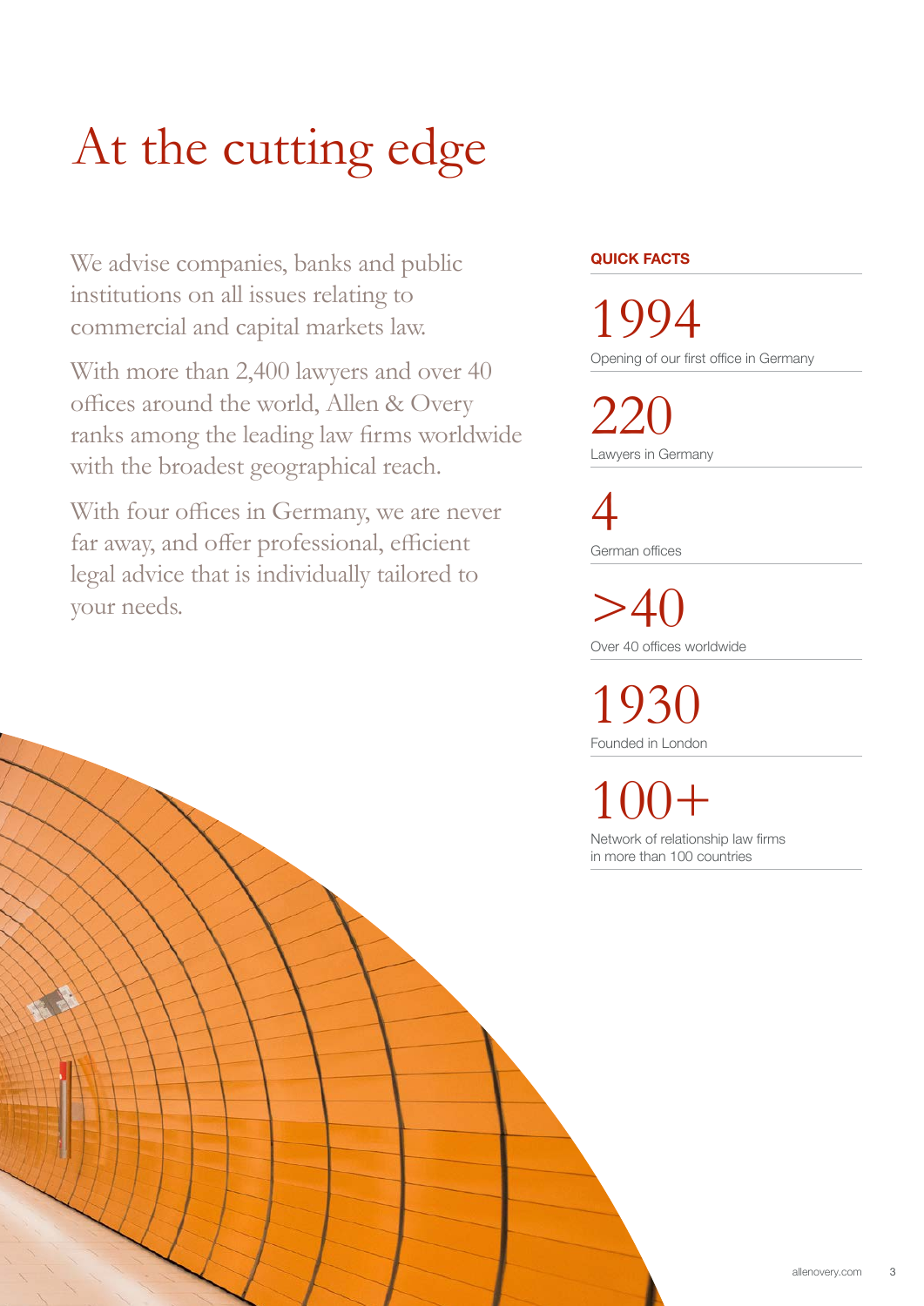# At the cutting edge

We advise companies, banks and public institutions on all issues relating to commercial and capital markets law.

With more than 2,400 lawyers and over 40 offices around the world, Allen & Overy ranks among the leading law firms worldwide with the broadest geographical reach.

With four offices in Germany, we are never far away, and offer professional, efficient legal advice that is individually tailored to your needs.

**QUICK FACTS**

1994
Opening of our first office in Germany

220
Lawyers in Germany

4
German offices

>40
Over 40 offices worldwide

1930
Founded in London

100+
Network of relationship law firms in more than 100 countries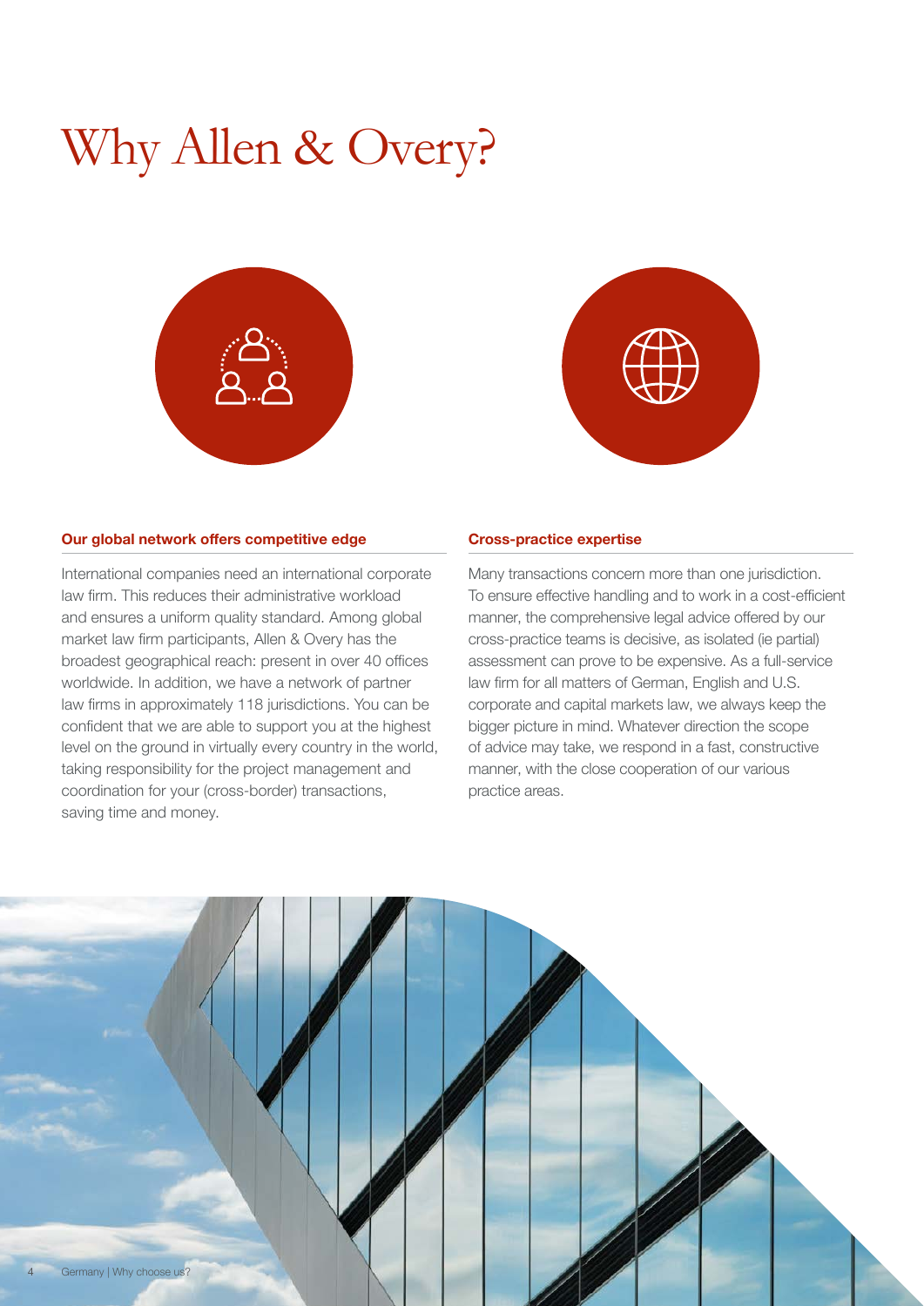# Why Allen & Overy?

### Our global network offers competitive edge

International companies need an international corporate law firm. This reduces their administrative workload and ensures a uniform quality standard. Among global market law firm participants, Allen & Overy has the broadest geographical reach: present in over 40 offices worldwide. In addition, we have a network of partner law firms in approximately 118 jurisdictions. You can be confident that we are able to support you at the highest level on the ground in virtually every country in the world, taking responsibility for the project management and coordination for your (cross-border) transactions, saving time and money.

### Cross-practice expertise

Many transactions concern more than one jurisdiction. To ensure effective handling and to work in a cost-efficient manner, the comprehensive legal advice offered by our cross-practice teams is decisive, as isolated (ie partial) assessment can prove to be expensive. As a full-service law firm for all matters of German, English and U.S. corporate and capital markets law, we always keep the bigger picture in mind. Whatever direction the scope of advice may take, we respond in a fast, constructive manner, with the close cooperation of our various practice areas.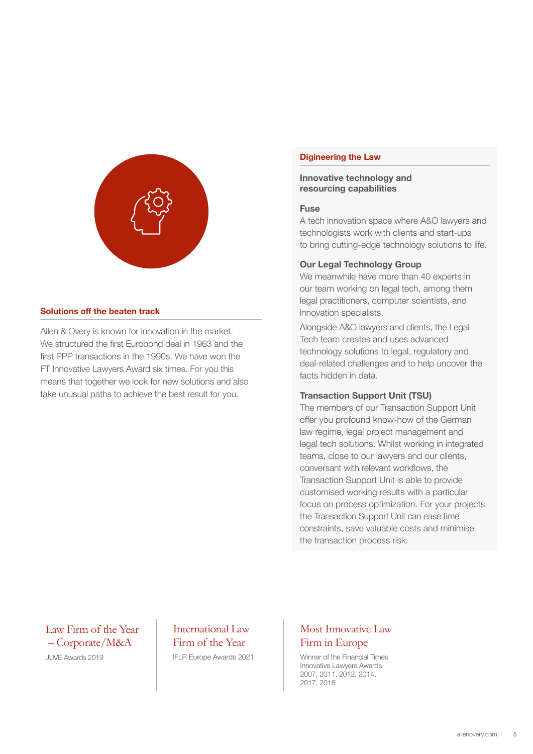## Solutions off the beaten track

Allen & Overy is known for innovation in the market. We structured the first Eurobond deal in 1963 and the first PPP transactions in the 1990s. We have won the FT Innovative Lawyers Award six times. For you this means that together we look for new solutions and also take unusual paths to achieve the best result for you.

## Digineering the Law

### Innovative technology and resourcing capabilities

**Fuse**
A tech innovation space where A&O lawyers and technologists work with clients and start-ups to bring cutting-edge technology solutions to life.

**Our Legal Technology Group**
We meanwhile have more than 40 experts in our team working on legal tech, among them legal practitioners, computer scientists, and innovation specialists.

Alongside A&O lawyers and clients, the Legal Tech team creates and uses advanced technology solutions to legal, regulatory and deal-related challenges and to help uncover the facts hidden in data.

**Transaction Support Unit (TSU)**
The members of our Transaction Support Unit offer you profound know-how of the German law regime, legal project management and legal tech solutions. Whilst working in integrated teams, close to our lawyers and our clients, conversant with relevant workflows, the Transaction Support Unit is able to provide customised working results with a particular focus on process optimization. For your projects the Transaction Support Unit can ease time constraints, save valuable costs and minimise the transaction process risk.

Law Firm of the Year – Corporate/M&A
JUVE Awards 2019

International Law Firm of the Year
IFLR Europe Awards 2021

Most Innovative Law Firm in Europe
Winner of the Financial Times Innovative Lawyers Awards 2007, 2011, 2012, 2014, 2017, 2018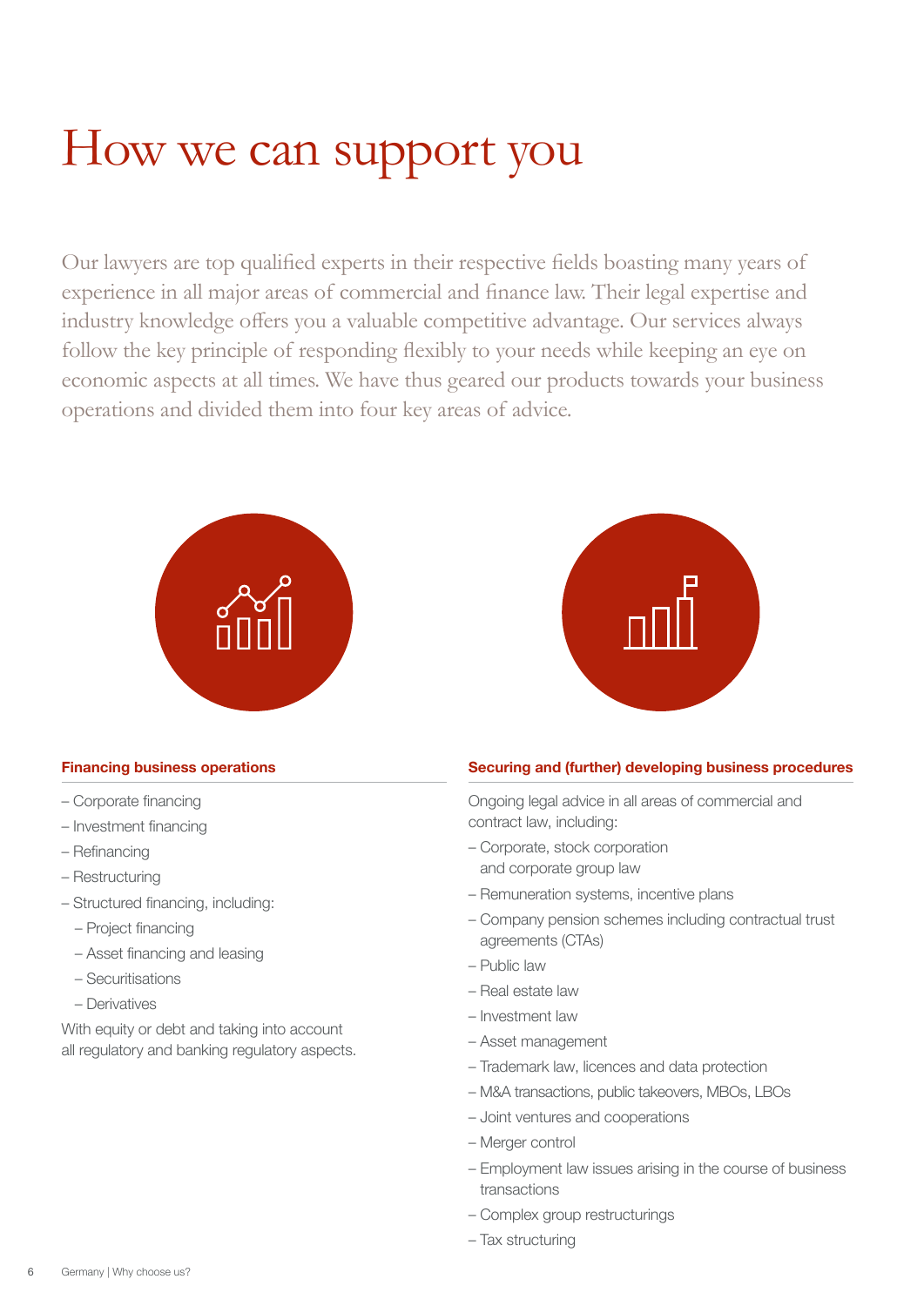# How we can support you

Our lawyers are top qualified experts in their respective fields boasting many years of experience in all major areas of commercial and finance law. Their legal expertise and industry knowledge offers you a valuable competitive advantage. Our services always follow the key principle of responding flexibly to your needs while keeping an eye on economic aspects at all times. We have thus geared our products towards your business operations and divided them into four key areas of advice.

### Financing business operations

- Corporate financing
- Investment financing
- Refinancing
- Restructuring
- Structured financing, including:
  - Project financing
  - Asset financing and leasing
  - Securitisations
  - Derivatives

With equity or debt and taking into account all regulatory and banking regulatory aspects.

### Securing and (further) developing business procedures

Ongoing legal advice in all areas of commercial and contract law, including:

- Corporate, stock corporation and corporate group law
- Remuneration systems, incentive plans
- Company pension schemes including contractual trust agreements (CTAs)
- Public law
- Real estate law
- Investment law
- Asset management
- Trademark law, licences and data protection
- M&A transactions, public takeovers, MBOs, LBOs
- Joint ventures and cooperations
- Merger control
- Employment law issues arising in the course of business transactions
- Complex group restructurings
- Tax structuring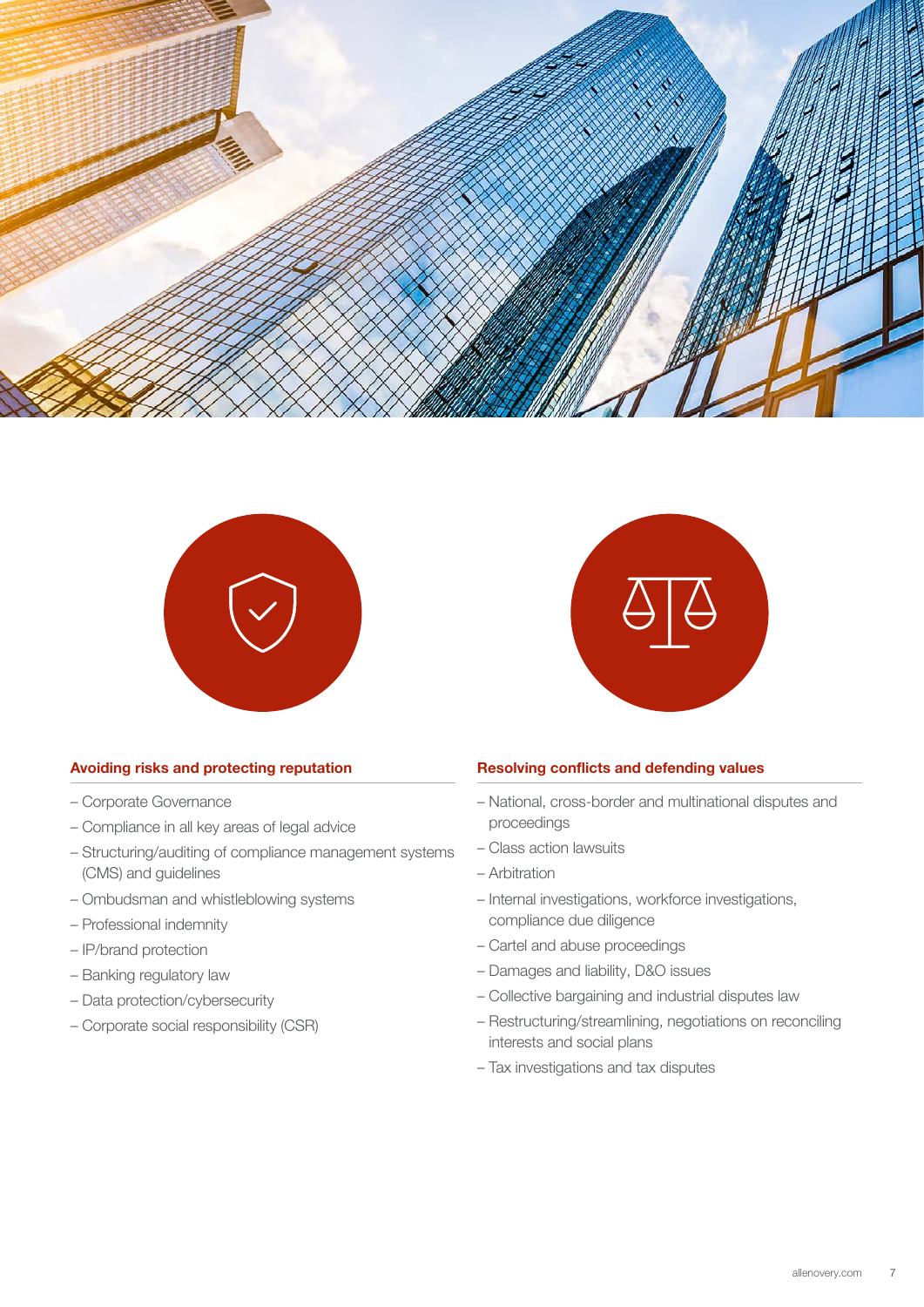### Avoiding risks and protecting reputation

- Corporate Governance
- Compliance in all key areas of legal advice
- Structuring/auditing of compliance management systems (CMS) and guidelines
- Ombudsman and whistleblowing systems
- Professional indemnity
- IP/brand protection
- Banking regulatory law
- Data protection/cybersecurity
- Corporate social responsibility (CSR)

### Resolving conflicts and defending values

- National, cross-border and multinational disputes and proceedings
- Class action lawsuits
- Arbitration
- Internal investigations, workforce investigations, compliance due diligence
- Cartel and abuse proceedings
- Damages and liability, D&O issues
- Collective bargaining and industrial disputes law
- Restructuring/streamlining, negotiations on reconciling interests and social plans
- Tax investigations and tax disputes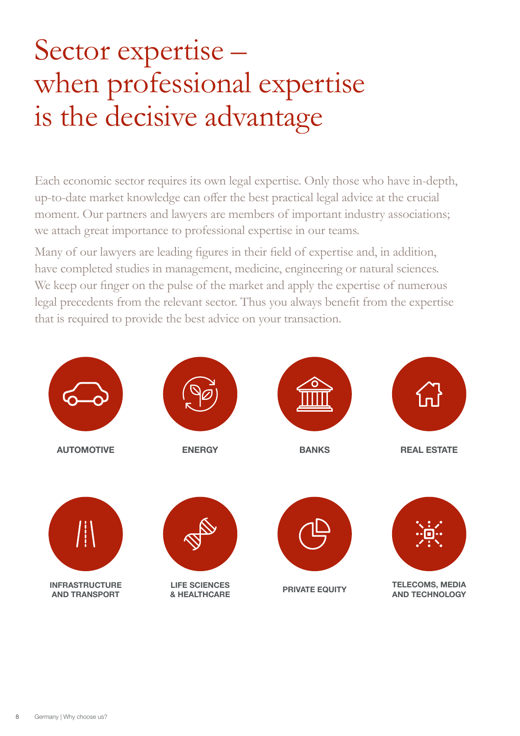# Sector expertise – when professional expertise is the decisive advantage

Each economic sector requires its own legal expertise. Only those who have in-depth, up-to-date market knowledge can offer the best practical legal advice at the crucial moment. Our partners and lawyers are members of important industry associations; we attach great importance to professional expertise in our teams.

Many of our lawyers are leading figures in their field of expertise and, in addition, have completed studies in management, medicine, engineering or natural sciences. We keep our finger on the pulse of the market and apply the expertise of numerous legal precedents from the relevant sector. Thus you always benefit from the expertise that is required to provide the best advice on your transaction.

**AUTOMOTIVE**

**ENERGY**

**BANKS**

**REAL ESTATE**

**INFRASTRUCTURE AND TRANSPORT**

**LIFE SCIENCES & HEALTHCARE**

**PRIVATE EQUITY**

**TELECOMS, MEDIA AND TECHNOLOGY**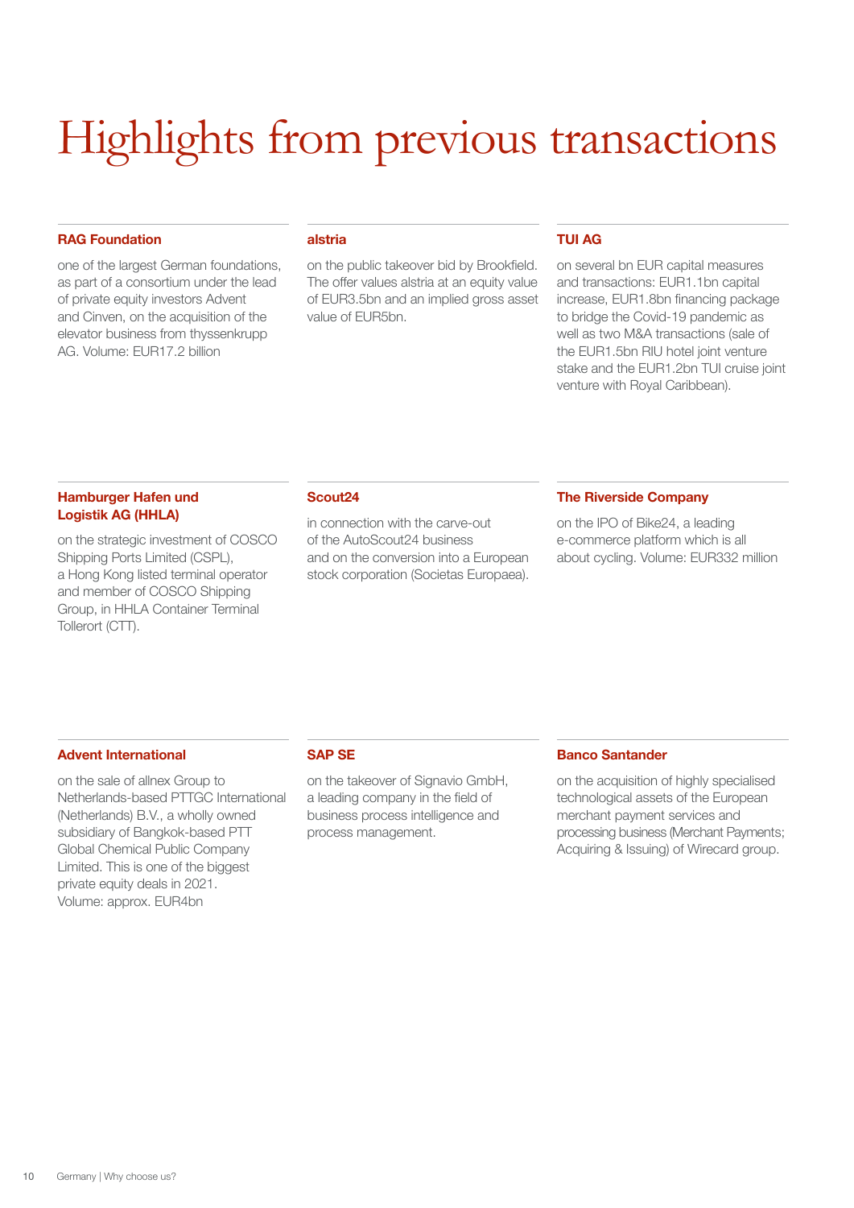# Highlights from previous transactions

### RAG Foundation

one of the largest German foundations, as part of a consortium under the lead of private equity investors Advent and Cinven, on the acquisition of the elevator business from thyssenkrupp AG. Volume: EUR17.2 billion

### alstria

on the public takeover bid by Brookfield. The offer values alstria at an equity value of EUR3.5bn and an implied gross asset value of EUR5bn.

### TUI AG

on several bn EUR capital measures and transactions: EUR1.1bn capital increase, EUR1.8bn financing package to bridge the Covid-19 pandemic as well as two M&A transactions (sale of the EUR1.5bn RIU hotel joint venture stake and the EUR1.2bn TUI cruise joint venture with Royal Caribbean).

### Hamburger Hafen und Logistik AG (HHLA)

on the strategic investment of COSCO Shipping Ports Limited (CSPL), a Hong Kong listed terminal operator and member of COSCO Shipping Group, in HHLA Container Terminal Tollerort (CTT).

### Scout24

in connection with the carve-out of the AutoScout24 business and on the conversion into a European stock corporation (Societas Europaea).

### The Riverside Company

on the IPO of Bike24, a leading e-commerce platform which is all about cycling. Volume: EUR332 million

### Advent International

on the sale of allnex Group to Netherlands-based PTTGC International (Netherlands) B.V., a wholly owned subsidiary of Bangkok-based PTT Global Chemical Public Company Limited. This is one of the biggest private equity deals in 2021.
Volume: approx. EUR4bn

### SAP SE

on the takeover of Signavio GmbH, a leading company in the field of business process intelligence and process management.

### Banco Santander

on the acquisition of highly specialised technological assets of the European merchant payment services and processing business (Merchant Payments; Acquiring & Issuing) of Wirecard group.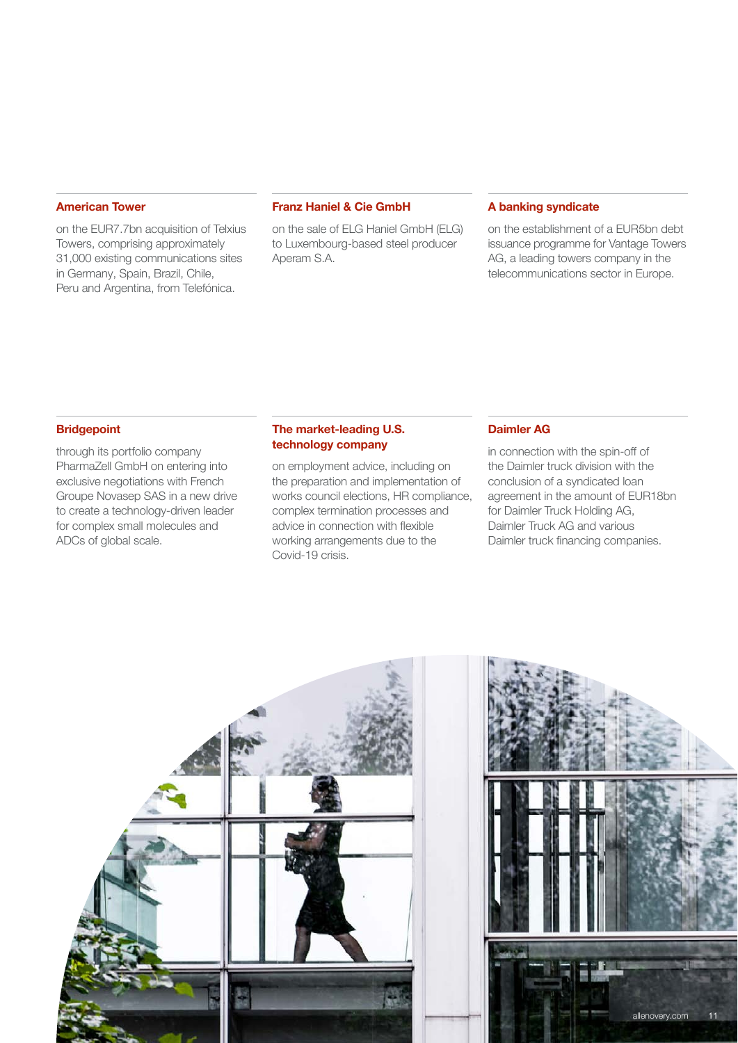### American Tower

on the EUR7.7bn acquisition of Telxius Towers, comprising approximately 31,000 existing communications sites in Germany, Spain, Brazil, Chile, Peru and Argentina, from Telefónica.

### Franz Haniel & Cie GmbH

on the sale of ELG Haniel GmbH (ELG) to Luxembourg-based steel producer Aperam S.A.

### A banking syndicate

on the establishment of a EUR5bn debt issuance programme for Vantage Towers AG, a leading towers company in the telecommunications sector in Europe.

### Bridgepoint

through its portfolio company PharmaZell GmbH on entering into exclusive negotiations with French Groupe Novasep SAS in a new drive to create a technology-driven leader for complex small molecules and ADCs of global scale.

### The market-leading U.S. technology company

on employment advice, including on the preparation and implementation of works council elections, HR compliance, complex termination processes and advice in connection with flexible working arrangements due to the Covid-19 crisis.

### Daimler AG

in connection with the spin-off of the Daimler truck division with the conclusion of a syndicated loan agreement in the amount of EUR18bn for Daimler Truck Holding AG, Daimler Truck AG and various Daimler truck financing companies.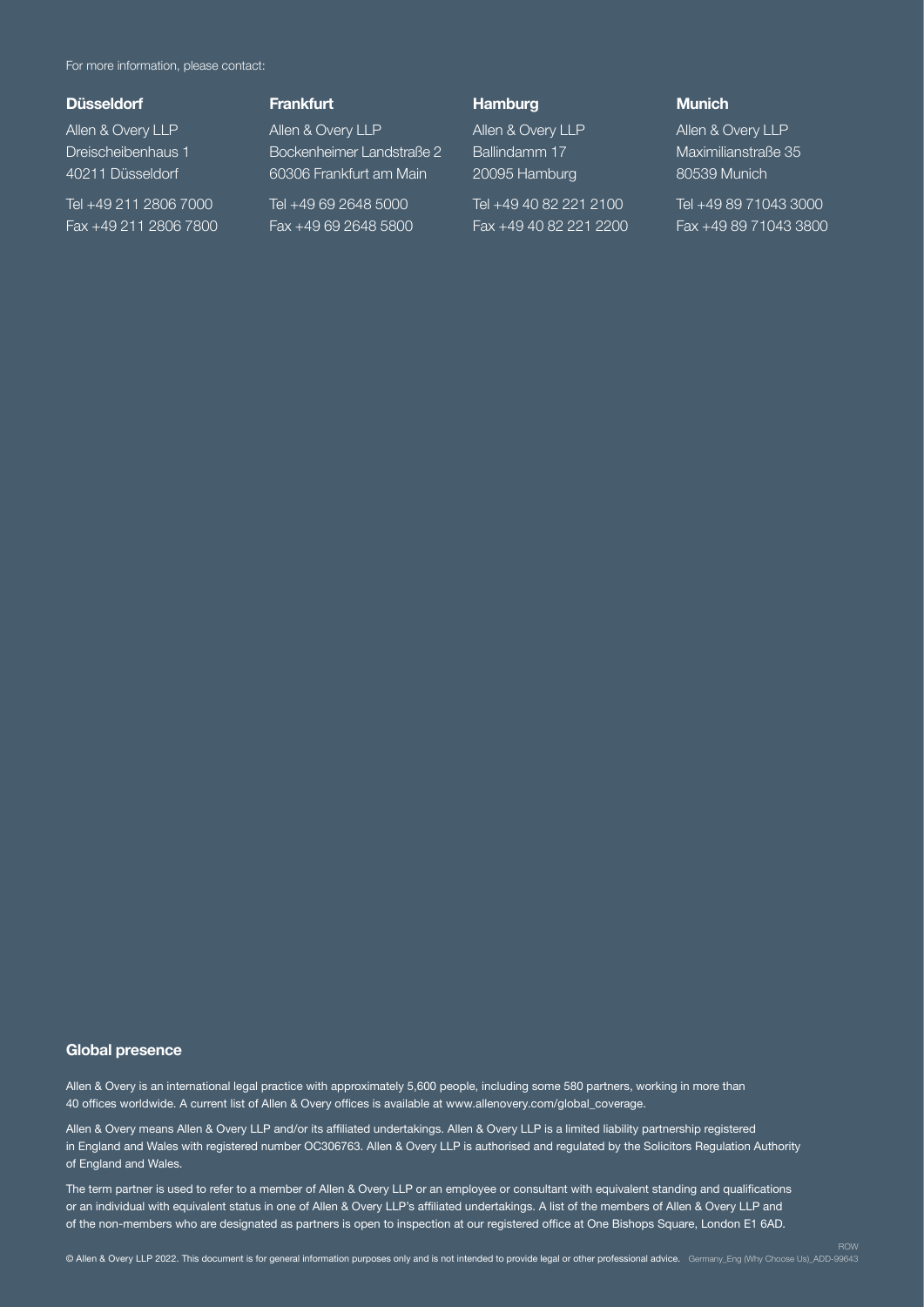For more information, please contact:

**Düsseldorf**

Allen & Overy LLP
Dreischeibenhaus 1
40211 Düsseldorf

Tel +49 211 2806 7000
Fax +49 211 2806 7800

**Frankfurt**

Allen & Overy LLP
Bockenheimer Landstraße 2
60306 Frankfurt am Main

Tel +49 69 2648 5000
Fax +49 69 2648 5800

**Hamburg**

Allen & Overy LLP
Ballindamm 17
20095 Hamburg

Tel +49 40 82 221 2100
Fax +49 40 82 221 2200

**Munich**

Allen & Overy LLP
Maximilianstraße 35
80539 Munich

Tel +49 89 71043 3000
Fax +49 89 71043 3800

**Global presence**

Allen & Overy is an international legal practice with approximately 5,600 people, including some 580 partners, working in more than 40 offices worldwide. A current list of Allen & Overy offices is available at www.allenovery.com/global_coverage.

Allen & Overy means Allen & Overy LLP and/or its affiliated undertakings. Allen & Overy LLP is a limited liability partnership registered in England and Wales with registered number OC306763. Allen & Overy LLP is authorised and regulated by the Solicitors Regulation Authority of England and Wales.

The term partner is used to refer to a member of Allen & Overy LLP or an employee or consultant with equivalent standing and qualifications or an individual with equivalent status in one of Allen & Overy LLP's affiliated undertakings. A list of the members of Allen & Overy LLP and of the non-members who are designated as partners is open to inspection at our registered office at One Bishops Square, London E1 6AD.

ROW

© Allen & Overy LLP 2022. This document is for general information purposes only and is not intended to provide legal or other professional advice. Germany_Eng (Why Choose Us)_ADD-99643